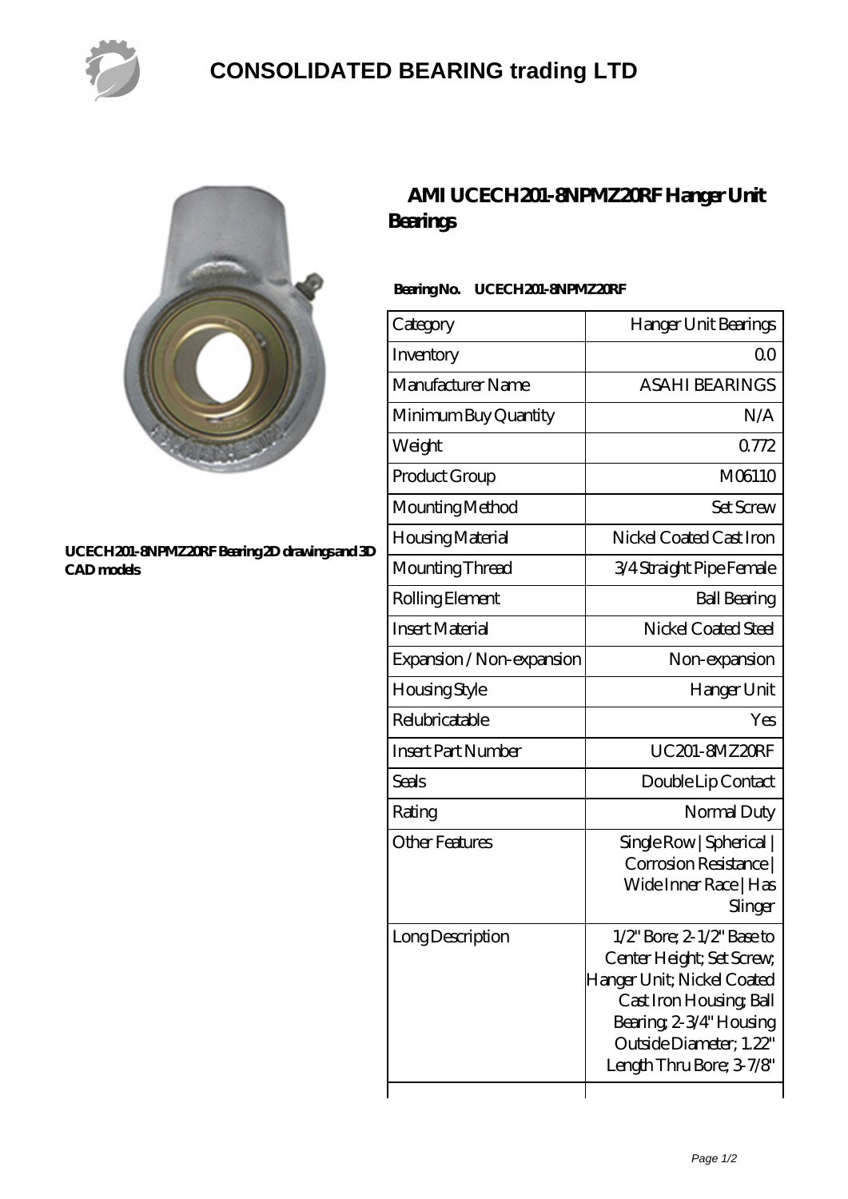# CONSOLIDATED BEARING trading LTD

**UCECH201-8NPMZ20RF Bearing 2D drawings and 3D CAD models**

## AMI UCECH201-8NPMZ20RF Hanger Unit Bearings

**Bearing No. UCECH201-8NPMZ20RF**

| Category | Hanger Unit Bearings |
|---|---|
| Inventory | 0.0 |
| Manufacturer Name | ASAHI BEARINGS |
| Minimum Buy Quantity | N/A |
| Weight | 0.772 |
| Product Group | M06110 |
| Mounting Method | Set Screw |
| Housing Material | Nickel Coated Cast Iron |
| Mounting Thread | 3/4 Straight Pipe Female |
| Rolling Element | Ball Bearing |
| Insert Material | Nickel Coated Steel |
| Expansion / Non-expansion | Non-expansion |
| Housing Style | Hanger Unit |
| Relubricatable | Yes |
| Insert Part Number | UC201-8MZ20RF |
| Seals | Double Lip Contact |
| Rating | Normal Duty |
| Other Features | Single Row \| Spherical \| Corrosion Resistance \| Wide Inner Race \| Has Slinger |
| Long Description | 1/2" Bore; 2-1/2" Base to Center Height; Set Screw; Hanger Unit; Nickel Coated Cast Iron Housing; Ball Bearing; 2-3/4" Housing Outside Diameter; 1.22" Length Thru Bore; 3-7/8" |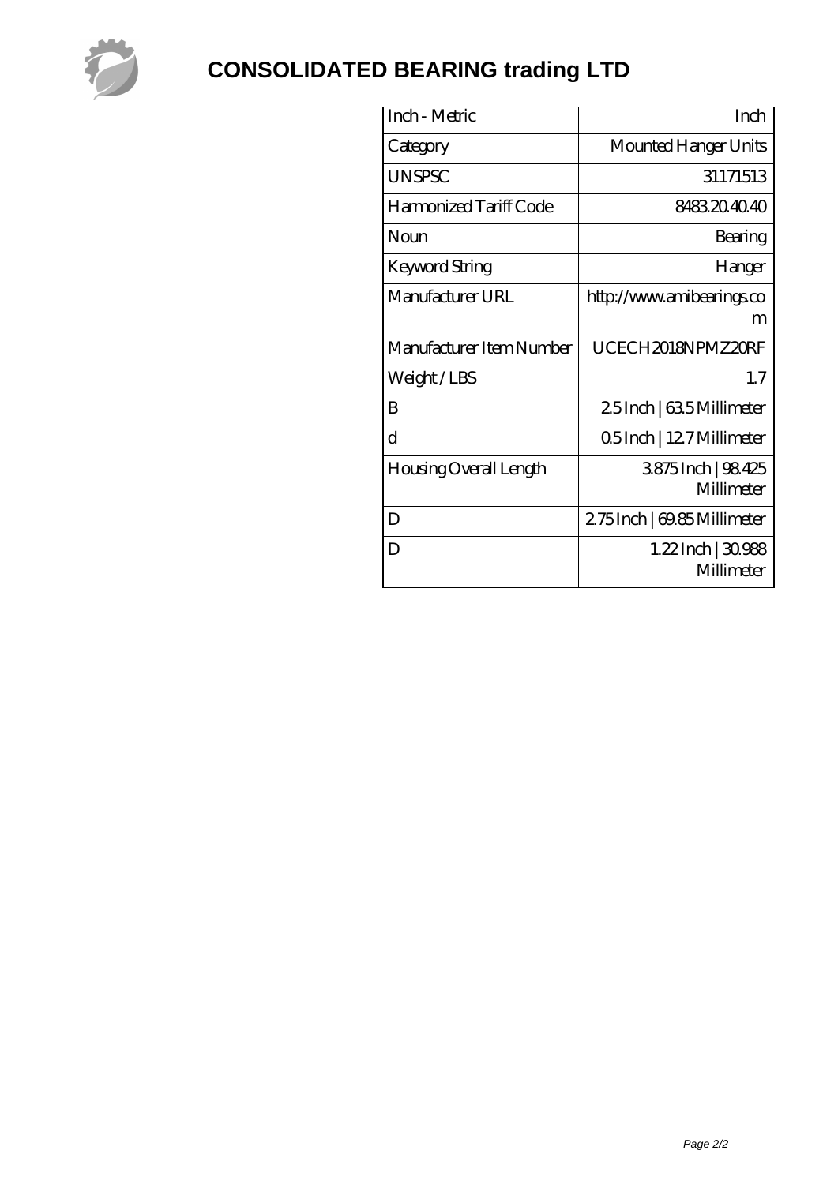# CONSOLIDATED BEARING trading LTD

| | |
|---|---|
| Inch - Metric | Inch |
| Category | Mounted Hanger Units |
| UNSPSC | 31171513 |
| Harmonized Tariff Code | 8483.20.40.40 |
| Noun | Bearing |
| Keyword String | Hanger |
| Manufacturer URL | http://www.amibearings.com |
| Manufacturer Item Number | UCECH2018NPMZ20RF |
| Weight / LBS | 1.7 |
| B | 2.5 Inch \| 63.5 Millimeter |
| d | 0.5 Inch \| 12.7 Millimeter |
| Housing Overall Length | 3.875 Inch \| 98.425 Millimeter |
| D | 2.75 Inch \| 69.85 Millimeter |
| D | 1.22 Inch \| 30.988 Millimeter |